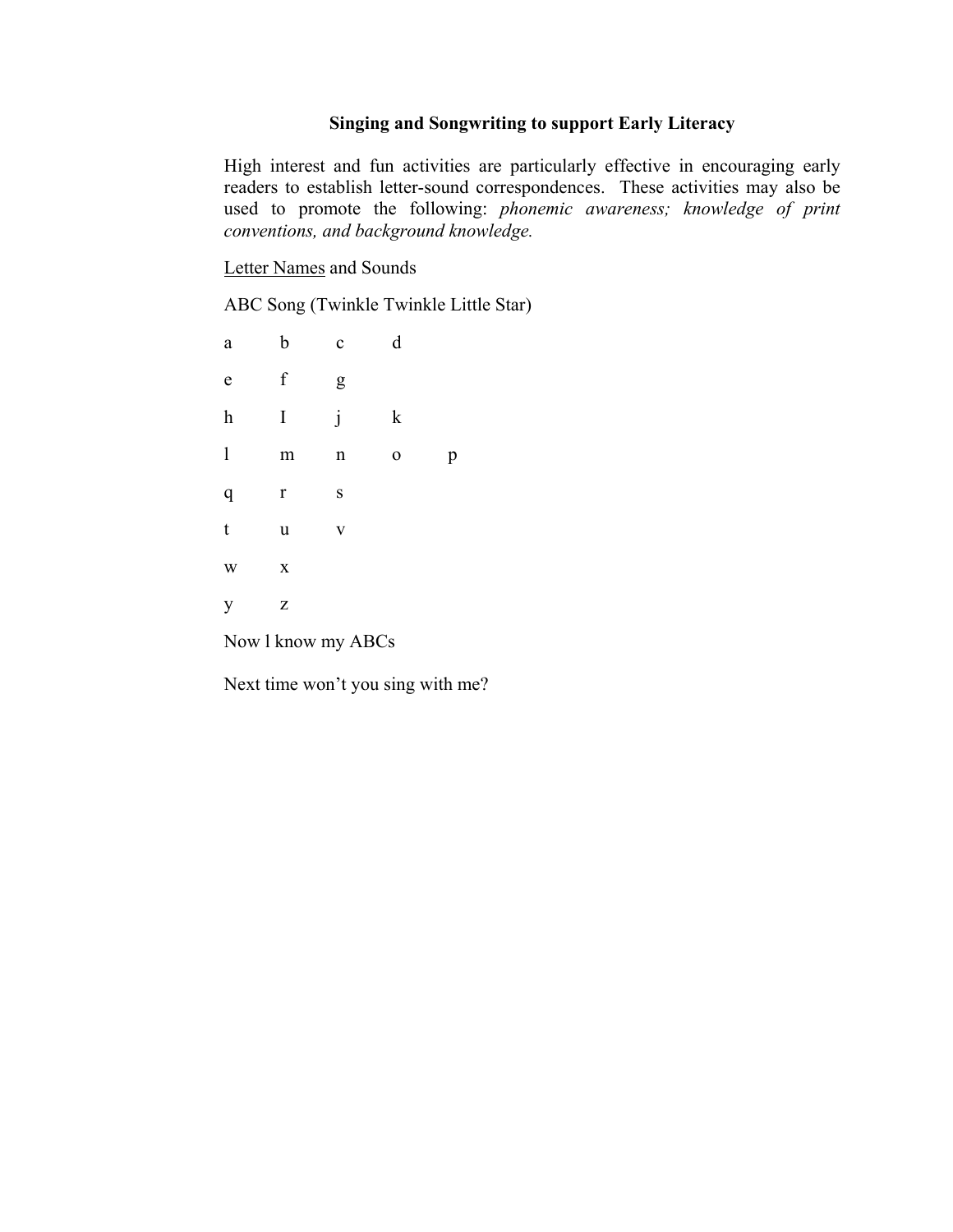**Singing and Songwriting to support Early Literacy**

High interest and fun activities are particularly effective in encouraging early readers to establish letter-sound correspondences. These activities may also be used to promote the following: *phonemic awareness; knowledge of print conventions, and background knowledge.*

<u>Letter Names</u> and Sounds

ABC Song (Twinkle Twinkle Little Star)

a b c d

e f g

h I j k

l m n o p

q r s

t u v

w x

y z

Now l know my ABCs

Next time won't you sing with me?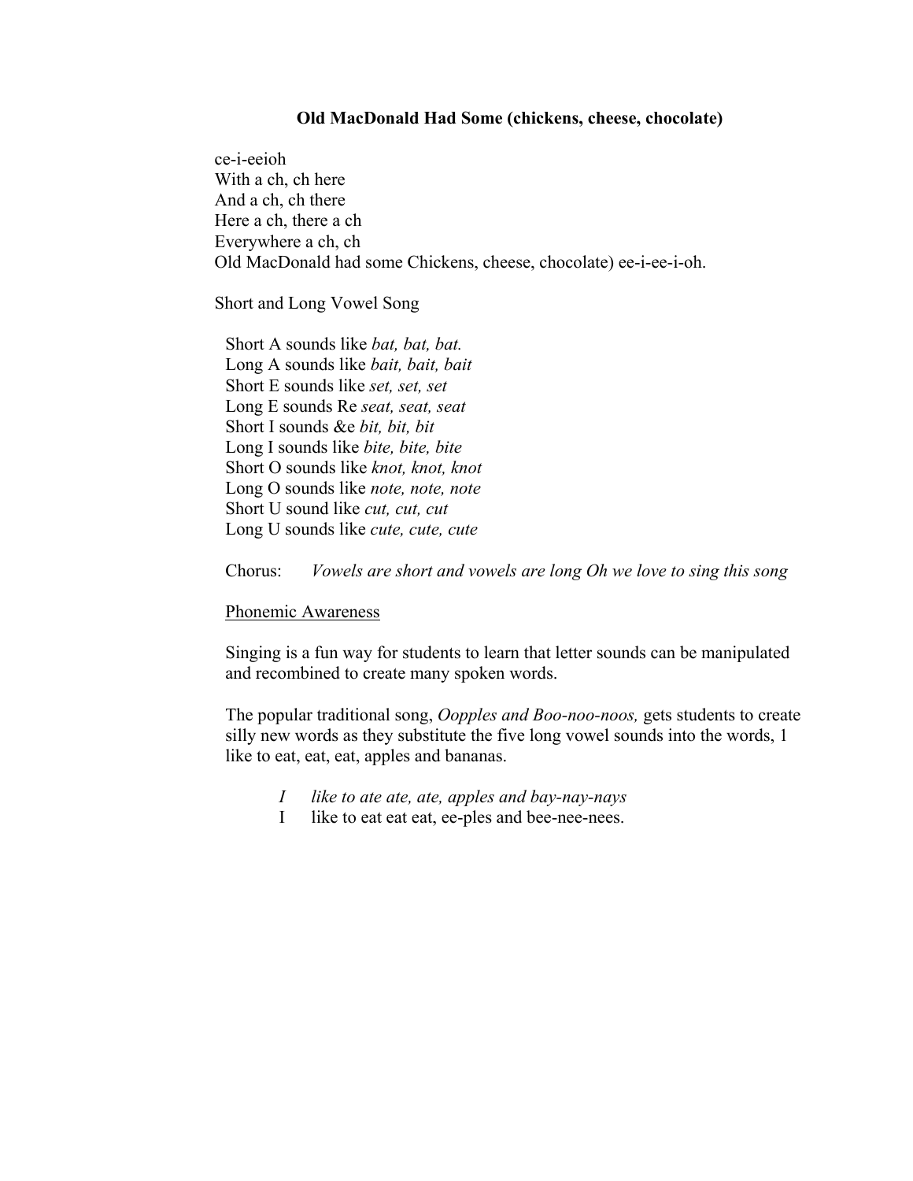**Old MacDonald Had Some (chickens, cheese, chocolate)**

ce-i-eeioh
With a ch, ch here
And a ch, ch there
Here a ch, there a ch
Everywhere a ch, ch
Old MacDonald had some Chickens, cheese, chocolate) ee-i-ee-i-oh.

Short and Long Vowel Song

Short A sounds like *bat, bat, bat.*
Long A sounds like *bait, bait, bait*
Short E sounds like *set, set, set*
Long E sounds Re *seat, seat, seat*
Short I sounds &e *bit, bit, bit*
Long I sounds like *bite, bite, bite*
Short O sounds like *knot, knot, knot*
Long O sounds like *note, note, note*
Short U sound like *cut, cut, cut*
Long U sounds like *cute, cute, cute*

Chorus: *Vowels are short and vowels are long Oh we love to sing this song*

<u>Phonemic Awareness</u>

Singing is a fun way for students to learn that letter sounds can be manipulated and recombined to create many spoken words.

The popular traditional song, *Oopples and Boo-noo-noos,* gets students to create silly new words as they substitute the five long vowel sounds into the words, 1 like to eat, eat, eat, apples and bananas.

*I like to ate ate, ate, apples and bay-nay-nays*
I like to eat eat eat, ee-ples and bee-nee-nees.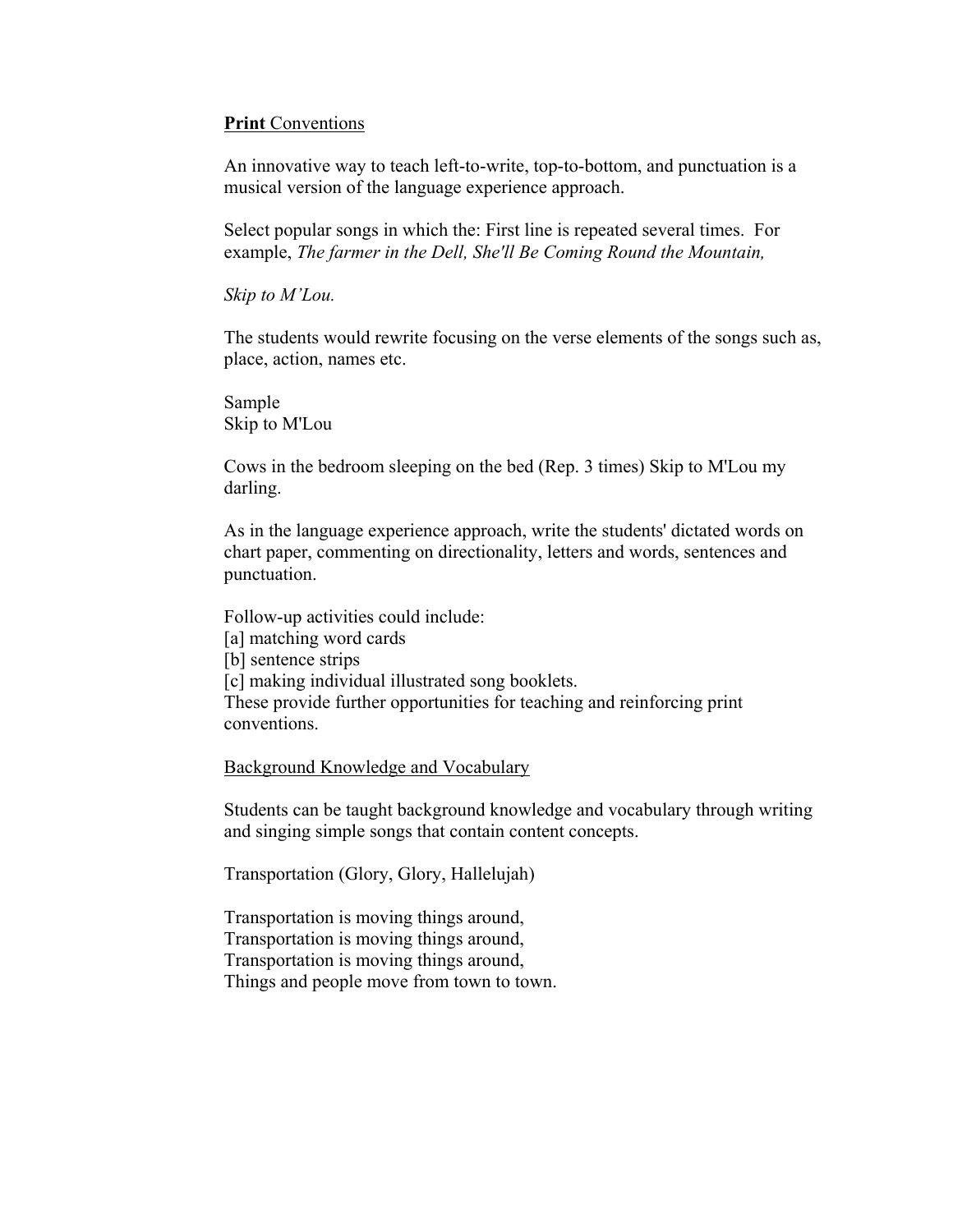**Print** Conventions

An innovative way to teach left-to-write, top-to-bottom, and punctuation is a musical version of the language experience approach.

Select popular songs in which the: First line is repeated several times. For example, *The farmer in the Dell, She'll Be Coming Round the Mountain,*

*Skip to M'Lou.*

The students would rewrite focusing on the verse elements of the songs such as, place, action, names etc.

Sample
Skip to M'Lou

Cows in the bedroom sleeping on the bed (Rep. 3 times) Skip to M'Lou my darling.

As in the language experience approach, write the students' dictated words on chart paper, commenting on directionality, letters and words, sentences and punctuation.

Follow-up activities could include:
[a] matching word cards
[b] sentence strips
[c] making individual illustrated song booklets.
These provide further opportunities for teaching and reinforcing print conventions.

Background Knowledge and Vocabulary

Students can be taught background knowledge and vocabulary through writing and singing simple songs that contain content concepts.

Transportation (Glory, Glory, Hallelujah)

Transportation is moving things around,
Transportation is moving things around,
Transportation is moving things around,
Things and people move from town to town.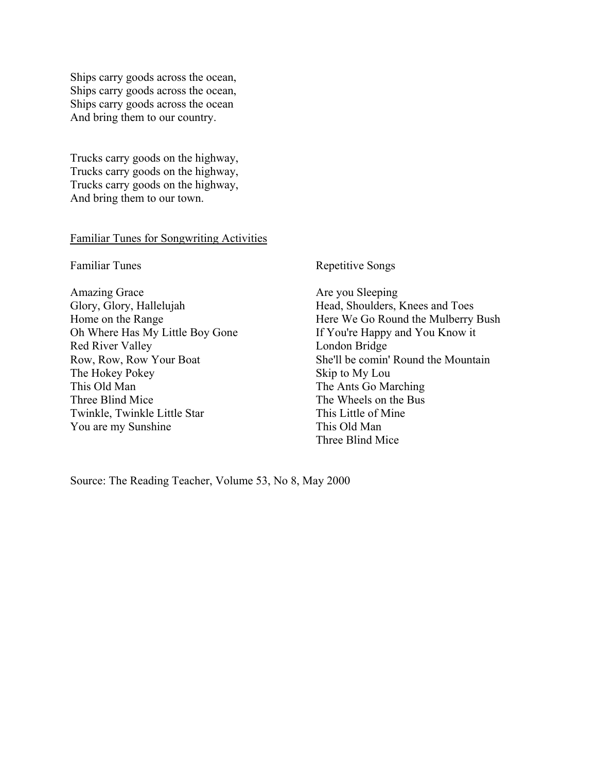Ships carry goods across the ocean,
Ships carry goods across the ocean,
Ships carry goods across the ocean
And bring them to our country.

Trucks carry goods on the highway,
Trucks carry goods on the highway,
Trucks carry goods on the highway,
And bring them to our town.

<u>Familiar Tunes for Songwriting Activities</u>

Familiar Tunes

Amazing Grace
Glory, Glory, Hallelujah
Home on the Range
Oh Where Has My Little Boy Gone
Red River Valley
Row, Row, Row Your Boat
The Hokey Pokey
This Old Man
Three Blind Mice
Twinkle, Twinkle Little Star
You are my Sunshine

Repetitive Songs

Are you Sleeping
Head, Shoulders, Knees and Toes
Here We Go Round the Mulberry Bush
If You're Happy and You Know it
London Bridge
She'll be comin' Round the Mountain
Skip to My Lou
The Ants Go Marching
The Wheels on the Bus
This Little of Mine
This Old Man
Three Blind Mice

Source: The Reading Teacher, Volume 53, No 8, May 2000